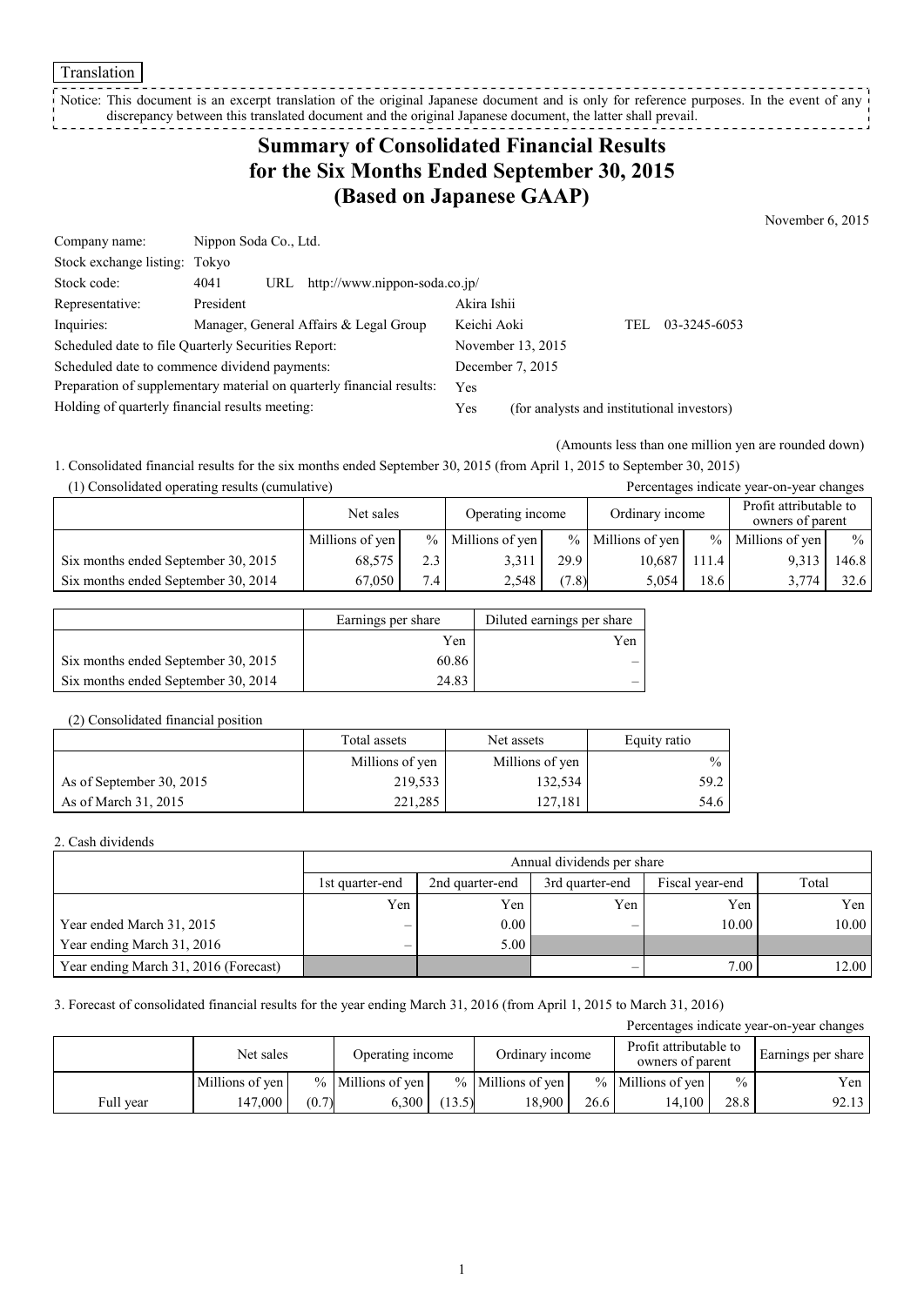Translation

Notice: This document is an excerpt translation of the original Japanese document and is only for reference purposes. In the event of any discrepancy between this translated document and the original Japanese document, the latter shall prevail.

# Summary of Consolidated Financial Results for the Six Months Ended September 30, 2015 (Based on Japanese GAAP)

November 6, 2015

| | | | |
|---|---|---|---|
| Company name: | Nippon Soda Co., Ltd. | | |
| Stock exchange listing: | Tokyo | | |
| Stock code: | 4041 URL http://www.nippon-soda.co.jp/ | | |
| Representative: | President | Akira Ishii | |
| Inquiries: | Manager, General Affairs & Legal Group | Keichi Aoki | TEL 03-3245-6053 |
| Scheduled date to file Quarterly Securities Report: | | November 13, 2015 | |
| Scheduled date to commence dividend payments: | | December 7, 2015 | |
| Preparation of supplementary material on quarterly financial results: | | Yes | |
| Holding of quarterly financial results meeting: | | Yes | (for analysts and institutional investors) |

(Amounts less than one million yen are rounded down)

1. Consolidated financial results for the six months ended September 30, 2015 (from April 1, 2015 to September 30, 2015)

(1) Consolidated operating results (cumulative)

Percentages indicate year-on-year changes

| | Net sales | | Operating income | | Ordinary income | | Profit attributable to owners of parent | |
|---|---|---|---|---|---|---|---|---|
| | Millions of yen | % | Millions of yen | % | Millions of yen | % | Millions of yen | % |
| Six months ended September 30, 2015 | 68,575 | 2.3 | 3,311 | 29.9 | 10,687 | 111.4 | 9,313 | 146.8 |
| Six months ended September 30, 2014 | 67,050 | 7.4 | 2,548 | (7.8) | 5,054 | 18.6 | 3,774 | 32.6 |

| | Earnings per share | Diluted earnings per share |
|---|---|---|
| | Yen | Yen |
| Six months ended September 30, 2015 | 60.86 | – |
| Six months ended September 30, 2014 | 24.83 | – |

(2) Consolidated financial position

| | Total assets | Net assets | Equity ratio |
|---|---|---|---|
| | Millions of yen | Millions of yen | % |
| As of September 30, 2015 | 219,533 | 132,534 | 59.2 |
| As of March 31, 2015 | 221,285 | 127,181 | 54.6 |

2. Cash dividends

| | Annual dividends per share | | | | |
|---|---|---|---|---|---|
| | 1st quarter-end | 2nd quarter-end | 3rd quarter-end | Fiscal year-end | Total |
| | Yen | Yen | Yen | Yen | Yen |
| Year ended March 31, 2015 | – | 0.00 | – | 10.00 | 10.00 |
| Year ending March 31, 2016 | – | 5.00 | | | |
| Year ending March 31, 2016 (Forecast) | | | – | 7.00 | 12.00 |

3. Forecast of consolidated financial results for the year ending March 31, 2016 (from April 1, 2015 to March 31, 2016)

Percentages indicate year-on-year changes

| | Net sales | | Operating income | | Ordinary income | | Profit attributable to owners of parent | | Earnings per share |
|---|---|---|---|---|---|---|---|---|---|
| | Millions of yen | % | Millions of yen | % | Millions of yen | % | Millions of yen | % | Yen |
| Full year | 147,000 | (0.7) | 6,300 | (13.5) | 18,900 | 26.6 | 14,100 | 28.8 | 92.13 |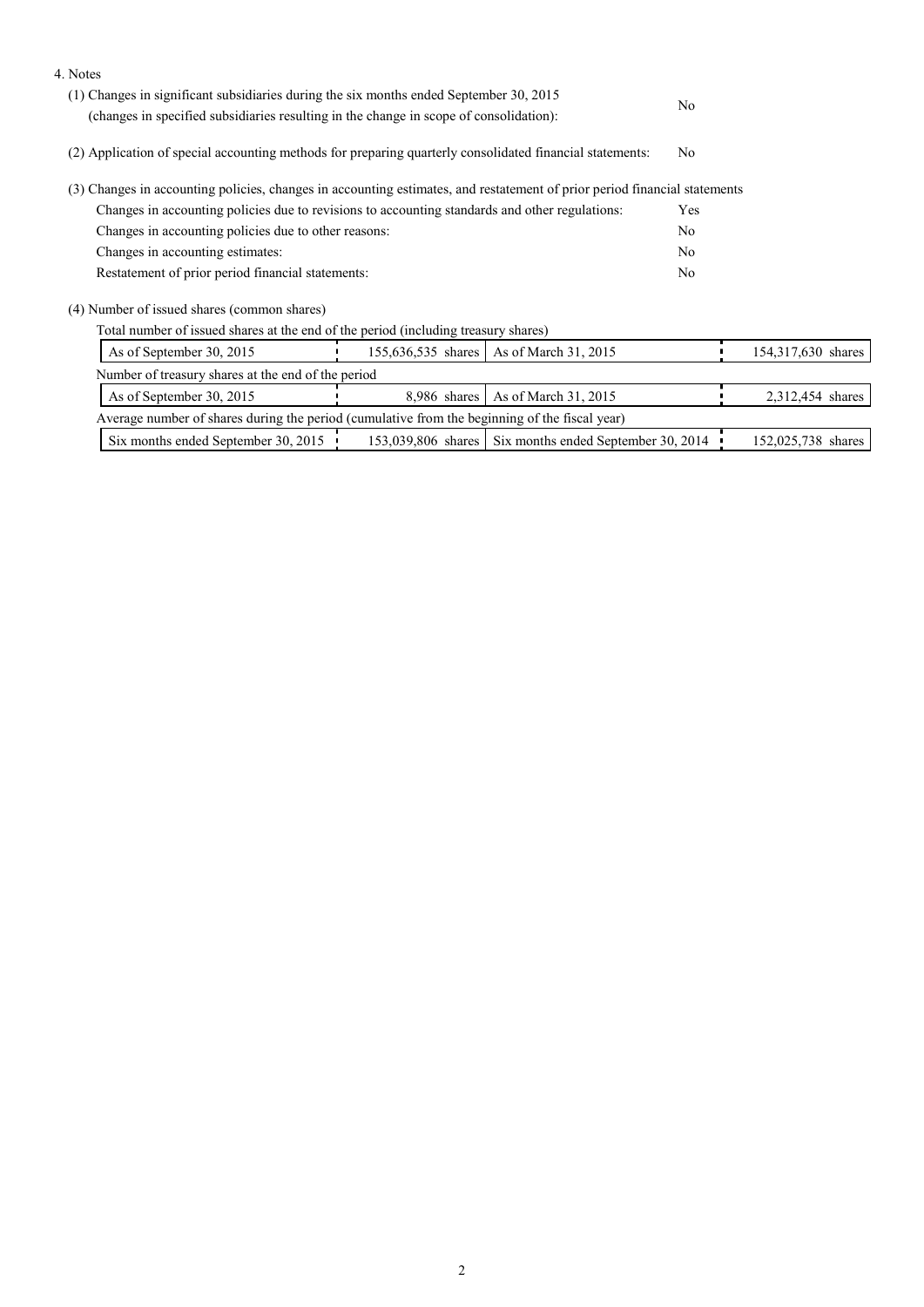4. Notes

(1) Changes in significant subsidiaries during the six months ended September 30, 2015 (changes in specified subsidiaries resulting in the change in scope of consolidation): No

(2) Application of special accounting methods for preparing quarterly consolidated financial statements: No

(3) Changes in accounting policies, changes in accounting estimates, and restatement of prior period financial statements

| | |
|---|---|
| Changes in accounting policies due to revisions to accounting standards and other regulations: | Yes |
| Changes in accounting policies due to other reasons: | No |
| Changes in accounting estimates: | No |
| Restatement of prior period financial statements: | No |

(4) Number of issued shares (common shares)

Total number of issued shares at the end of the period (including treasury shares)

| | | | |
|---|---|---|---|
| As of September 30, 2015 | 155,636,535 shares | As of March 31, 2015 | 154,317,630 shares |

Number of treasury shares at the end of the period

| | | | |
|---|---|---|---|
| As of September 30, 2015 | 8,986 shares | As of March 31, 2015 | 2,312,454 shares |

Average number of shares during the period (cumulative from the beginning of the fiscal year)

| | | | |
|---|---|---|---|
| Six months ended September 30, 2015 | 153,039,806 shares | Six months ended September 30, 2014 | 152,025,738 shares |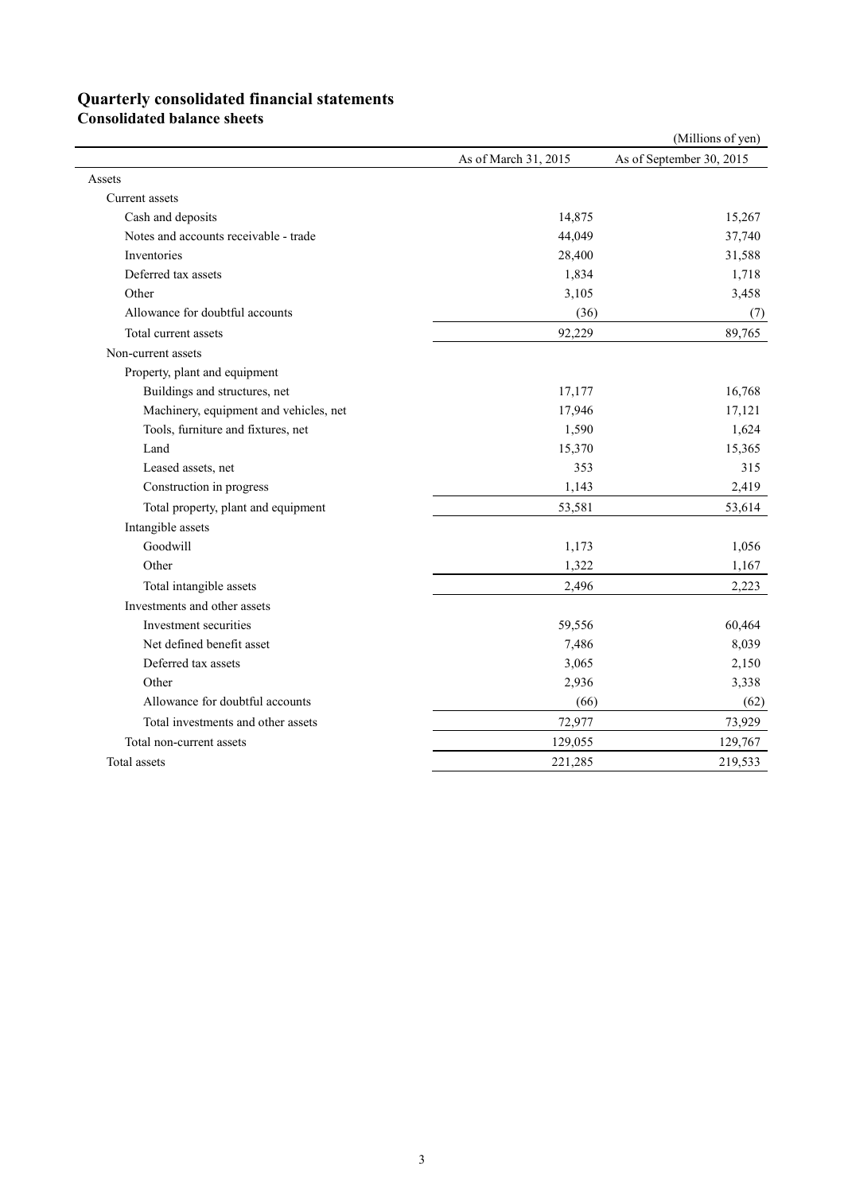# Quarterly consolidated financial statements

## Consolidated balance sheets

(Millions of yen)

| | As of March 31, 2015 | As of September 30, 2015 |
|---|---|---|
| Assets | | |
| Current assets | | |
| Cash and deposits | 14,875 | 15,267 |
| Notes and accounts receivable - trade | 44,049 | 37,740 |
| Inventories | 28,400 | 31,588 |
| Deferred tax assets | 1,834 | 1,718 |
| Other | 3,105 | 3,458 |
| Allowance for doubtful accounts | (36) | (7) |
| Total current assets | 92,229 | 89,765 |
| Non-current assets | | |
| Property, plant and equipment | | |
| Buildings and structures, net | 17,177 | 16,768 |
| Machinery, equipment and vehicles, net | 17,946 | 17,121 |
| Tools, furniture and fixtures, net | 1,590 | 1,624 |
| Land | 15,370 | 15,365 |
| Leased assets, net | 353 | 315 |
| Construction in progress | 1,143 | 2,419 |
| Total property, plant and equipment | 53,581 | 53,614 |
| Intangible assets | | |
| Goodwill | 1,173 | 1,056 |
| Other | 1,322 | 1,167 |
| Total intangible assets | 2,496 | 2,223 |
| Investments and other assets | | |
| Investment securities | 59,556 | 60,464 |
| Net defined benefit asset | 7,486 | 8,039 |
| Deferred tax assets | 3,065 | 2,150 |
| Other | 2,936 | 3,338 |
| Allowance for doubtful accounts | (66) | (62) |
| Total investments and other assets | 72,977 | 73,929 |
| Total non-current assets | 129,055 | 129,767 |
| Total assets | 221,285 | 219,533 |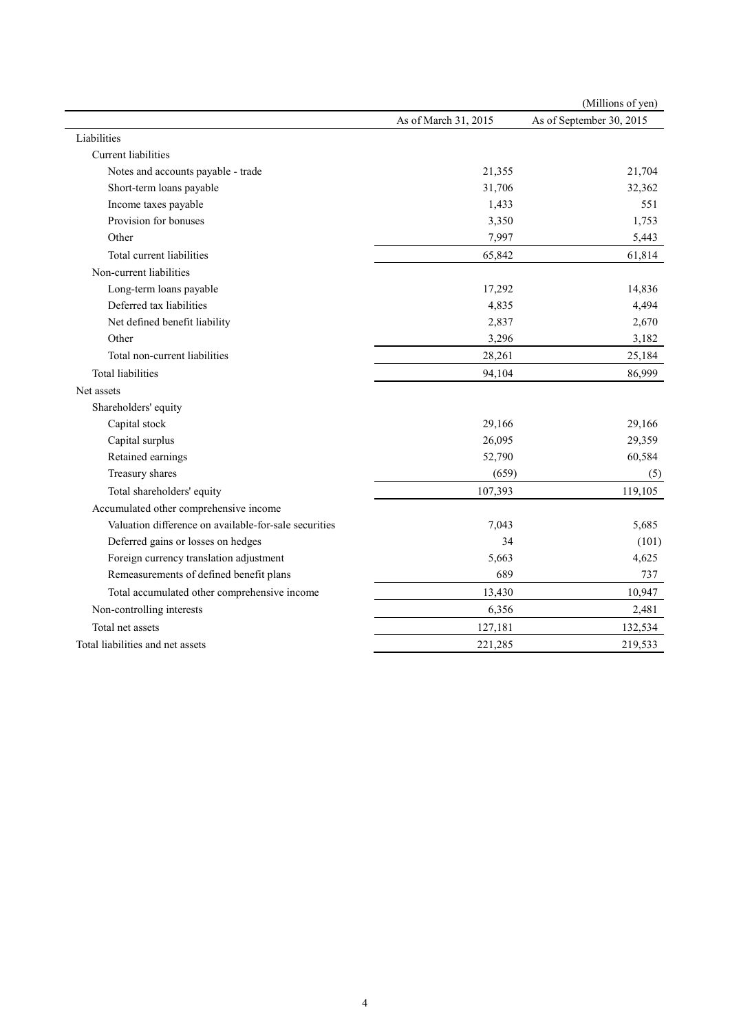(Millions of yen)

| | As of March 31, 2015 | As of September 30, 2015 |
|---|---|---|
| Liabilities | | |
| Current liabilities | | |
| Notes and accounts payable - trade | 21,355 | 21,704 |
| Short-term loans payable | 31,706 | 32,362 |
| Income taxes payable | 1,433 | 551 |
| Provision for bonuses | 3,350 | 1,753 |
| Other | 7,997 | 5,443 |
| Total current liabilities | 65,842 | 61,814 |
| Non-current liabilities | | |
| Long-term loans payable | 17,292 | 14,836 |
| Deferred tax liabilities | 4,835 | 4,494 |
| Net defined benefit liability | 2,837 | 2,670 |
| Other | 3,296 | 3,182 |
| Total non-current liabilities | 28,261 | 25,184 |
| Total liabilities | 94,104 | 86,999 |
| Net assets | | |
| Shareholders' equity | | |
| Capital stock | 29,166 | 29,166 |
| Capital surplus | 26,095 | 29,359 |
| Retained earnings | 52,790 | 60,584 |
| Treasury shares | (659) | (5) |
| Total shareholders' equity | 107,393 | 119,105 |
| Accumulated other comprehensive income | | |
| Valuation difference on available-for-sale securities | 7,043 | 5,685 |
| Deferred gains or losses on hedges | 34 | (101) |
| Foreign currency translation adjustment | 5,663 | 4,625 |
| Remeasurements of defined benefit plans | 689 | 737 |
| Total accumulated other comprehensive income | 13,430 | 10,947 |
| Non-controlling interests | 6,356 | 2,481 |
| Total net assets | 127,181 | 132,534 |
| Total liabilities and net assets | 221,285 | 219,533 |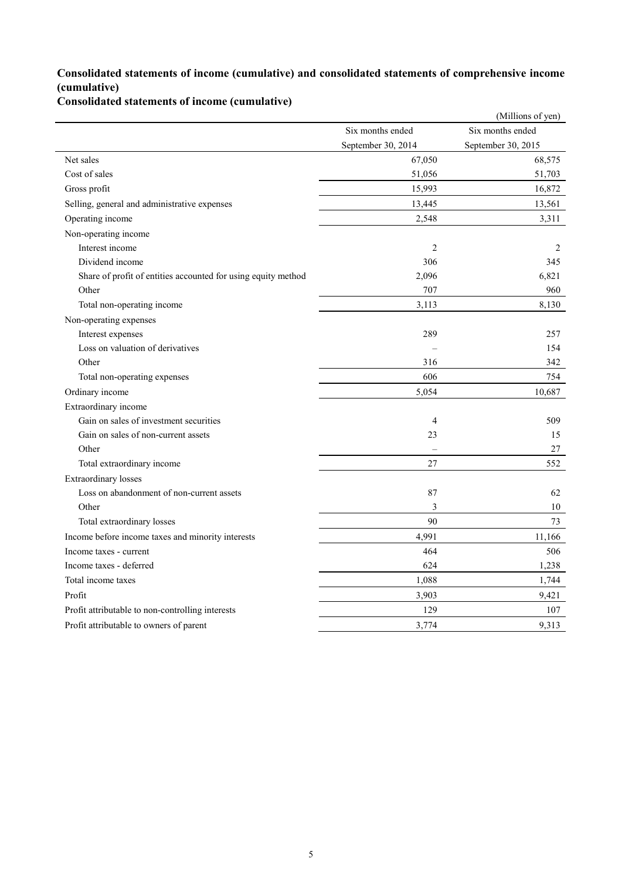## Consolidated statements of income (cumulative) and consolidated statements of comprehensive income (cumulative)

### Consolidated statements of income (cumulative)

(Millions of yen)

| | Six months ended September 30, 2014 | Six months ended September 30, 2015 |
|---|---|---|
| Net sales | 67,050 | 68,575 |
| Cost of sales | 51,056 | 51,703 |
| Gross profit | 15,993 | 16,872 |
| Selling, general and administrative expenses | 13,445 | 13,561 |
| Operating income | 2,548 | 3,311 |
| Non-operating income | | |
| Interest income | 2 | 2 |
| Dividend income | 306 | 345 |
| Share of profit of entities accounted for using equity method | 2,096 | 6,821 |
| Other | 707 | 960 |
| Total non-operating income | 3,113 | 8,130 |
| Non-operating expenses | | |
| Interest expenses | 289 | 257 |
| Loss on valuation of derivatives | – | 154 |
| Other | 316 | 342 |
| Total non-operating expenses | 606 | 754 |
| Ordinary income | 5,054 | 10,687 |
| Extraordinary income | | |
| Gain on sales of investment securities | 4 | 509 |
| Gain on sales of non-current assets | 23 | 15 |
| Other | – | 27 |
| Total extraordinary income | 27 | 552 |
| Extraordinary losses | | |
| Loss on abandonment of non-current assets | 87 | 62 |
| Other | 3 | 10 |
| Total extraordinary losses | 90 | 73 |
| Income before income taxes and minority interests | 4,991 | 11,166 |
| Income taxes - current | 464 | 506 |
| Income taxes - deferred | 624 | 1,238 |
| Total income taxes | 1,088 | 1,744 |
| Profit | 3,903 | 9,421 |
| Profit attributable to non-controlling interests | 129 | 107 |
| Profit attributable to owners of parent | 3,774 | 9,313 |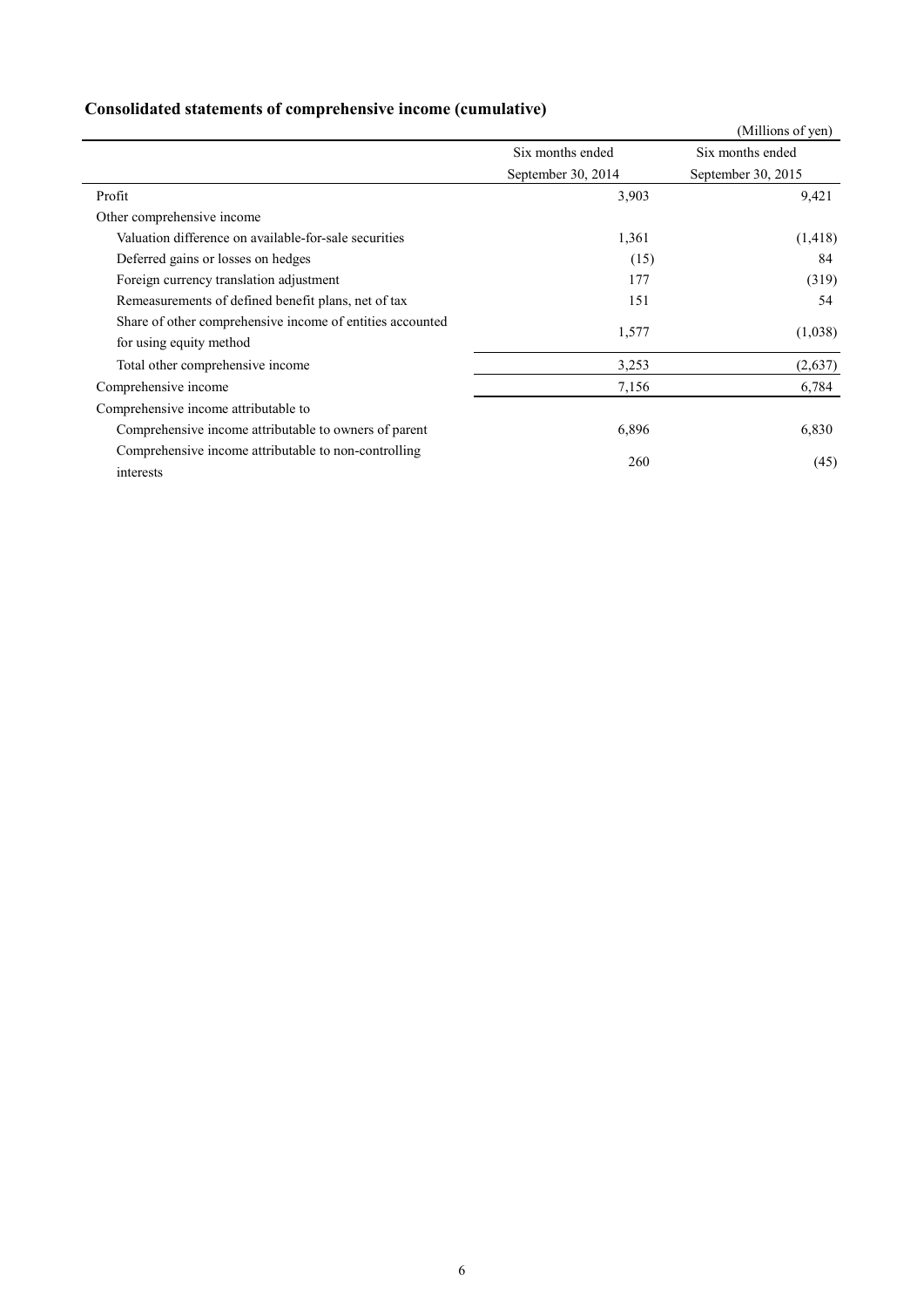## Consolidated statements of comprehensive income (cumulative)

(Millions of yen)

| | Six months ended September 30, 2014 | Six months ended September 30, 2015 |
|---|---|---|
| Profit | 3,903 | 9,421 |
| Other comprehensive income | | |
| Valuation difference on available-for-sale securities | 1,361 | (1,418) |
| Deferred gains or losses on hedges | (15) | 84 |
| Foreign currency translation adjustment | 177 | (319) |
| Remeasurements of defined benefit plans, net of tax | 151 | 54 |
| Share of other comprehensive income of entities accounted for using equity method | 1,577 | (1,038) |
| Total other comprehensive income | 3,253 | (2,637) |
| Comprehensive income | 7,156 | 6,784 |
| Comprehensive income attributable to | | |
| Comprehensive income attributable to owners of parent | 6,896 | 6,830 |
| Comprehensive income attributable to non-controlling interests | 260 | (45) |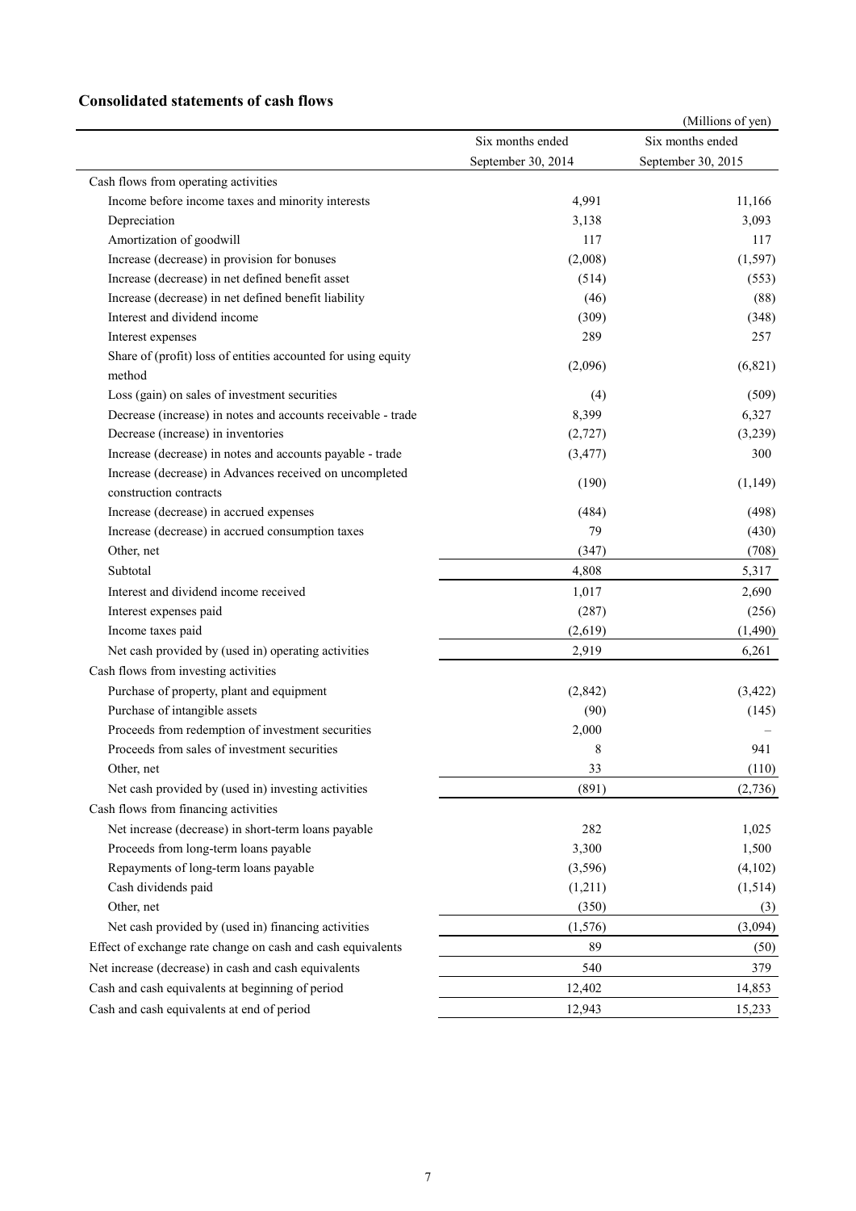## Consolidated statements of cash flows

(Millions of yen)

| | Six months ended September 30, 2014 | Six months ended September 30, 2015 |
|---|---|---|
| Cash flows from operating activities | | |
| Income before income taxes and minority interests | 4,991 | 11,166 |
| Depreciation | 3,138 | 3,093 |
| Amortization of goodwill | 117 | 117 |
| Increase (decrease) in provision for bonuses | (2,008) | (1,597) |
| Increase (decrease) in net defined benefit asset | (514) | (553) |
| Increase (decrease) in net defined benefit liability | (46) | (88) |
| Interest and dividend income | (309) | (348) |
| Interest expenses | 289 | 257 |
| Share of (profit) loss of entities accounted for using equity method | (2,096) | (6,821) |
| Loss (gain) on sales of investment securities | (4) | (509) |
| Decrease (increase) in notes and accounts receivable - trade | 8,399 | 6,327 |
| Decrease (increase) in inventories | (2,727) | (3,239) |
| Increase (decrease) in notes and accounts payable - trade | (3,477) | 300 |
| Increase (decrease) in Advances received on uncompleted construction contracts | (190) | (1,149) |
| Increase (decrease) in accrued expenses | (484) | (498) |
| Increase (decrease) in accrued consumption taxes | 79 | (430) |
| Other, net | (347) | (708) |
| Subtotal | 4,808 | 5,317 |
| Interest and dividend income received | 1,017 | 2,690 |
| Interest expenses paid | (287) | (256) |
| Income taxes paid | (2,619) | (1,490) |
| Net cash provided by (used in) operating activities | 2,919 | 6,261 |
| Cash flows from investing activities | | |
| Purchase of property, plant and equipment | (2,842) | (3,422) |
| Purchase of intangible assets | (90) | (145) |
| Proceeds from redemption of investment securities | 2,000 | – |
| Proceeds from sales of investment securities | 8 | 941 |
| Other, net | 33 | (110) |
| Net cash provided by (used in) investing activities | (891) | (2,736) |
| Cash flows from financing activities | | |
| Net increase (decrease) in short-term loans payable | 282 | 1,025 |
| Proceeds from long-term loans payable | 3,300 | 1,500 |
| Repayments of long-term loans payable | (3,596) | (4,102) |
| Cash dividends paid | (1,211) | (1,514) |
| Other, net | (350) | (3) |
| Net cash provided by (used in) financing activities | (1,576) | (3,094) |
| Effect of exchange rate change on cash and cash equivalents | 89 | (50) |
| Net increase (decrease) in cash and cash equivalents | 540 | 379 |
| Cash and cash equivalents at beginning of period | 12,402 | 14,853 |
| Cash and cash equivalents at end of period | 12,943 | 15,233 |